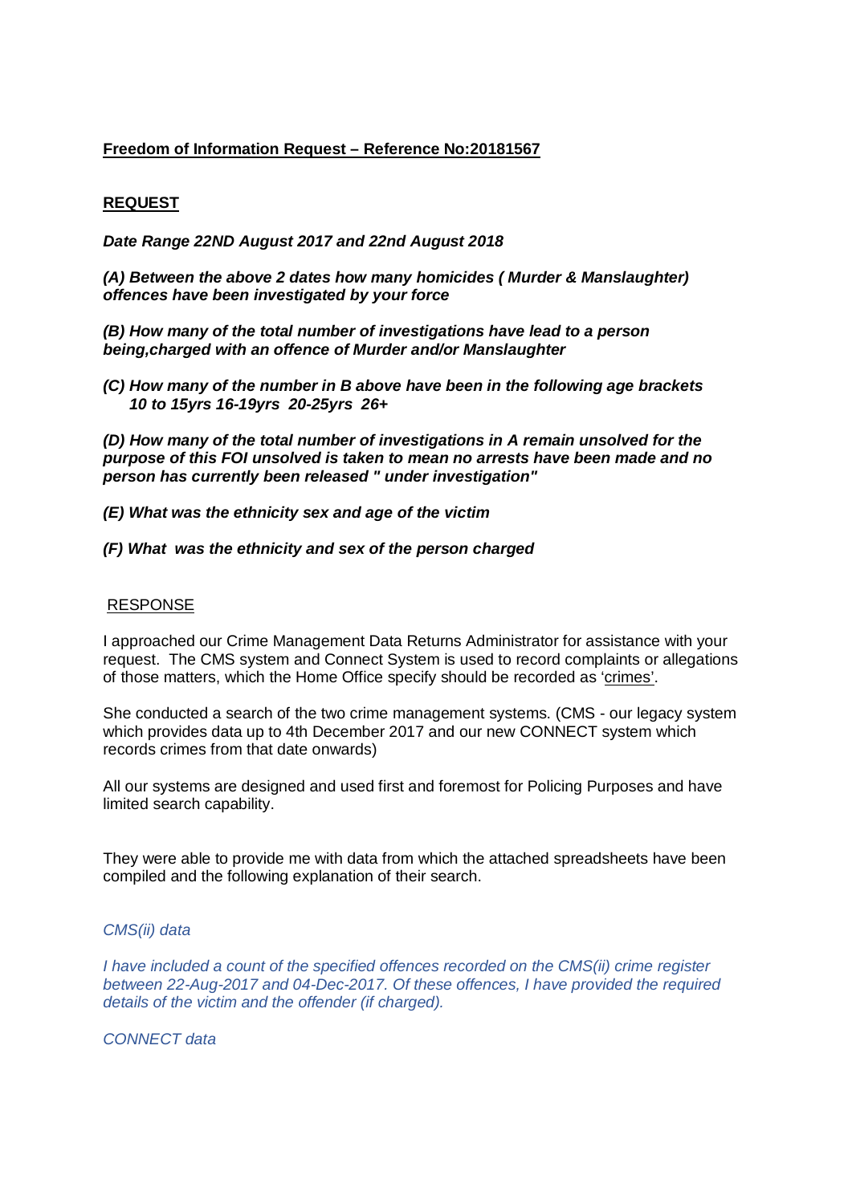**Freedom of Information Request – Reference No:20181567**

**REQUEST**

***Date Range 22ND August 2017 and 22nd August 2018***

***(A) Between the above 2 dates how many homicides ( Murder & Manslaughter) offences have been investigated by your force***

***(B) How many of the total number of investigations have lead to a person being,charged with an offence of Murder and/or Manslaughter***

***(C) How many of the number in B above have been in the following age brackets 10 to 15yrs 16-19yrs 20-25yrs 26+***

***(D) How many of the total number of investigations in A remain unsolved for the purpose of this FOI unsolved is taken to mean no arrests have been made and no person has currently been released " under investigation"***

***(E) What was the ethnicity sex and age of the victim***

***(F) What was the ethnicity and sex of the person charged***

RESPONSE

I approached our Crime Management Data Returns Administrator for assistance with your request. The CMS system and Connect System is used to record complaints or allegations of those matters, which the Home Office specify should be recorded as 'crimes'.

She conducted a search of the two crime management systems. (CMS - our legacy system which provides data up to 4th December 2017 and our new CONNECT system which records crimes from that date onwards)

All our systems are designed and used first and foremost for Policing Purposes and have limited search capability.

They were able to provide me with data from which the attached spreadsheets have been compiled and the following explanation of their search.

*CMS(ii) data*

*I have included a count of the specified offences recorded on the CMS(ii) crime register between 22-Aug-2017 and 04-Dec-2017. Of these offences, I have provided the required details of the victim and the offender (if charged).*

*CONNECT data*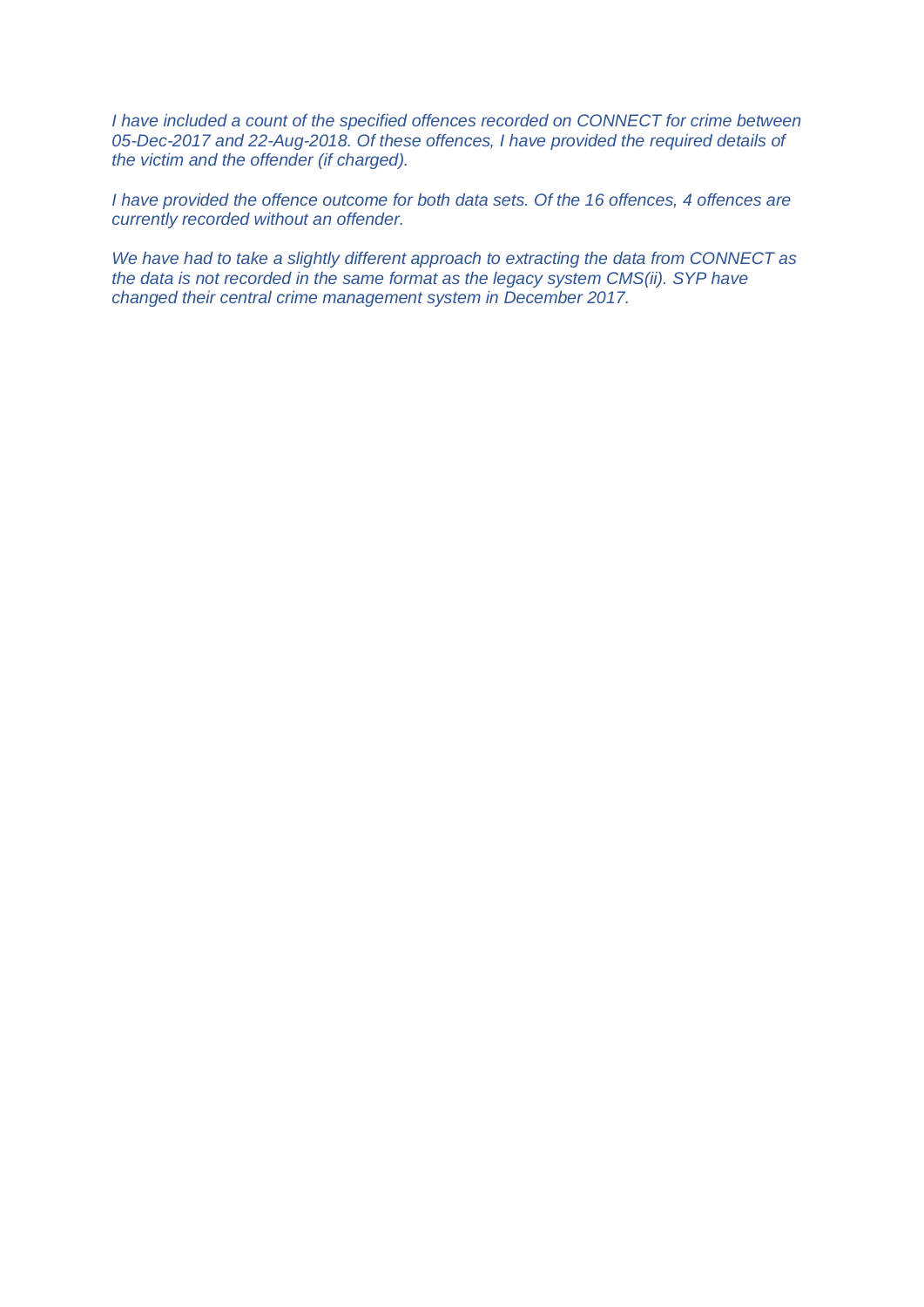*I have included a count of the specified offences recorded on CONNECT for crime between 05-Dec-2017 and 22-Aug-2018. Of these offences, I have provided the required details of the victim and the offender (if charged).*

*I have provided the offence outcome for both data sets. Of the 16 offences, 4 offences are currently recorded without an offender.*

*We have had to take a slightly different approach to extracting the data from CONNECT as the data is not recorded in the same format as the legacy system CMS(ii). SYP have changed their central crime management system in December 2017.*